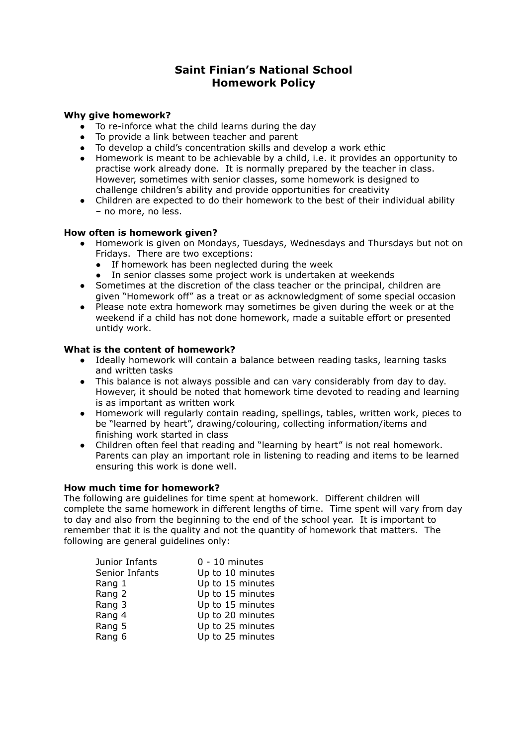# Saint Finian's National School
# Homework Policy

**Why give homework?**

- To re-inforce what the child learns during the day
- To provide a link between teacher and parent
- To develop a child's concentration skills and develop a work ethic
- Homework is meant to be achievable by a child, i.e. it provides an opportunity to practise work already done. It is normally prepared by the teacher in class. However, sometimes with senior classes, some homework is designed to challenge children's ability and provide opportunities for creativity
- Children are expected to do their homework to the best of their individual ability – no more, no less.

**How often is homework given?**

- Homework is given on Mondays, Tuesdays, Wednesdays and Thursdays but not on Fridays. There are two exceptions:
  - If homework has been neglected during the week
  - In senior classes some project work is undertaken at weekends
- Sometimes at the discretion of the class teacher or the principal, children are given "Homework off" as a treat or as acknowledgment of some special occasion
- Please note extra homework may sometimes be given during the week or at the weekend if a child has not done homework, made a suitable effort or presented untidy work.

**What is the content of homework?**

- Ideally homework will contain a balance between reading tasks, learning tasks and written tasks
- This balance is not always possible and can vary considerably from day to day. However, it should be noted that homework time devoted to reading and learning is as important as written work
- Homework will regularly contain reading, spellings, tables, written work, pieces to be "learned by heart", drawing/colouring, collecting information/items and finishing work started in class
- Children often feel that reading and "learning by heart" is not real homework. Parents can play an important role in listening to reading and items to be learned ensuring this work is done well.

**How much time for homework?**

The following are guidelines for time spent at homework. Different children will complete the same homework in different lengths of time. Time spent will vary from day to day and also from the beginning to the end of the school year. It is important to remember that it is the quality and not the quantity of homework that matters. The following are general guidelines only:

| | |
|---|---|
| Junior Infants | 0 - 10 minutes |
| Senior Infants | Up to 10 minutes |
| Rang 1 | Up to 15 minutes |
| Rang 2 | Up to 15 minutes |
| Rang 3 | Up to 15 minutes |
| Rang 4 | Up to 20 minutes |
| Rang 5 | Up to 25 minutes |
| Rang 6 | Up to 25 minutes |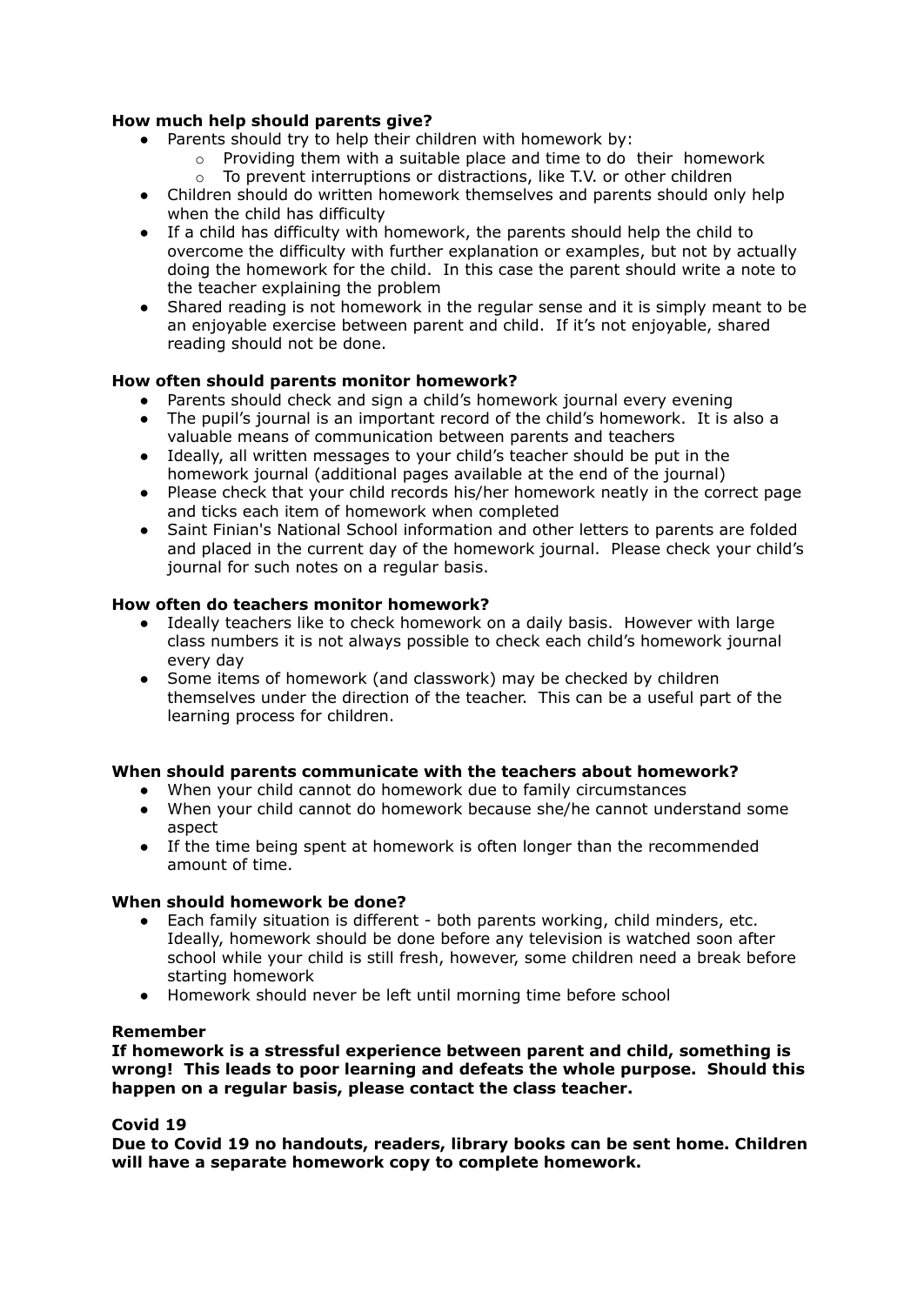**How much help should parents give?**

- Parents should try to help their children with homework by:
  - Providing them with a suitable place and time to do their homework
  - To prevent interruptions or distractions, like T.V. or other children
- Children should do written homework themselves and parents should only help when the child has difficulty
- If a child has difficulty with homework, the parents should help the child to overcome the difficulty with further explanation or examples, but not by actually doing the homework for the child. In this case the parent should write a note to the teacher explaining the problem
- Shared reading is not homework in the regular sense and it is simply meant to be an enjoyable exercise between parent and child. If it's not enjoyable, shared reading should not be done.

**How often should parents monitor homework?**

- Parents should check and sign a child's homework journal every evening
- The pupil's journal is an important record of the child's homework. It is also a valuable means of communication between parents and teachers
- Ideally, all written messages to your child's teacher should be put in the homework journal (additional pages available at the end of the journal)
- Please check that your child records his/her homework neatly in the correct page and ticks each item of homework when completed
- Saint Finian's National School information and other letters to parents are folded and placed in the current day of the homework journal. Please check your child's journal for such notes on a regular basis.

**How often do teachers monitor homework?**

- Ideally teachers like to check homework on a daily basis. However with large class numbers it is not always possible to check each child's homework journal every day
- Some items of homework (and classwork) may be checked by children themselves under the direction of the teacher. This can be a useful part of the learning process for children.

**When should parents communicate with the teachers about homework?**

- When your child cannot do homework due to family circumstances
- When your child cannot do homework because she/he cannot understand some aspect
- If the time being spent at homework is often longer than the recommended amount of time.

**When should homework be done?**

- Each family situation is different - both parents working, child minders, etc. Ideally, homework should be done before any television is watched soon after school while your child is still fresh, however, some children need a break before starting homework
- Homework should never be left until morning time before school

**Remember**

**If homework is a stressful experience between parent and child, something is wrong! This leads to poor learning and defeats the whole purpose. Should this happen on a regular basis, please contact the class teacher.**

**Covid 19**

**Due to Covid 19 no handouts, readers, library books can be sent home. Children will have a separate homework copy to complete homework.**